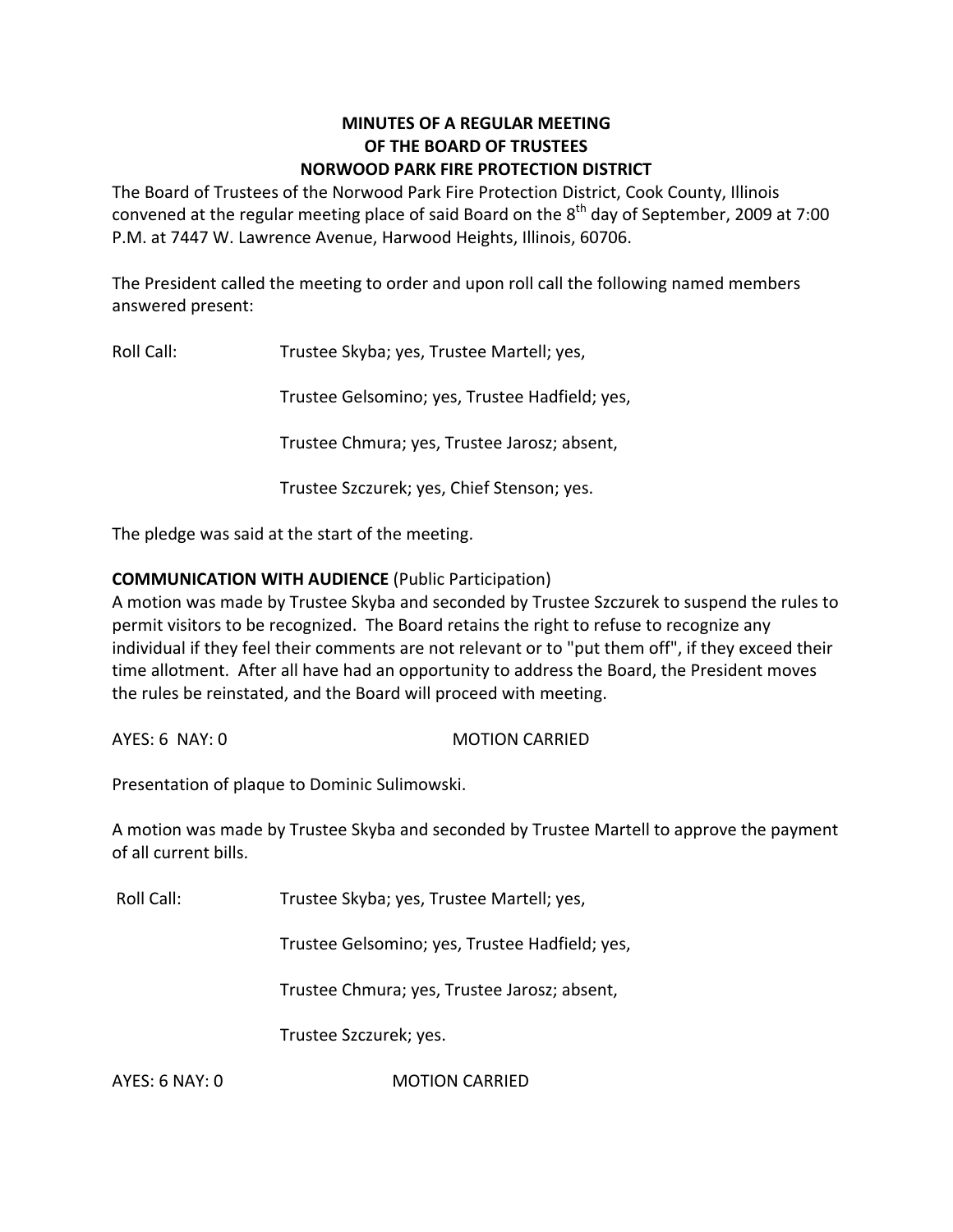**MINUTES OF A REGULAR MEETING**
**OF THE BOARD OF TRUSTEES**
**NORWOOD PARK FIRE PROTECTION DISTRICT**

The Board of Trustees of the Norwood Park Fire Protection District, Cook County, Illinois convened at the regular meeting place of said Board on the 8th day of September, 2009 at 7:00 P.M. at 7447 W. Lawrence Avenue, Harwood Heights, Illinois, 60706.

The President called the meeting to order and upon roll call the following named members answered present:

Roll Call: Trustee Skyba; yes, Trustee Martell; yes,

Trustee Gelsomino; yes, Trustee Hadfield; yes,

Trustee Chmura; yes, Trustee Jarosz; absent,

Trustee Szczurek; yes, Chief Stenson; yes.

The pledge was said at the start of the meeting.

**COMMUNICATION WITH AUDIENCE** (Public Participation)

A motion was made by Trustee Skyba and seconded by Trustee Szczurek to suspend the rules to permit visitors to be recognized. The Board retains the right to refuse to recognize any individual if they feel their comments are not relevant or to "put them off", if they exceed their time allotment. After all have had an opportunity to address the Board, the President moves the rules be reinstated, and the Board will proceed with meeting.

AYES: 6 NAY: 0 MOTION CARRIED

Presentation of plaque to Dominic Sulimowski.

A motion was made by Trustee Skyba and seconded by Trustee Martell to approve the payment of all current bills.

Roll Call: Trustee Skyba; yes, Trustee Martell; yes,

Trustee Gelsomino; yes, Trustee Hadfield; yes,

Trustee Chmura; yes, Trustee Jarosz; absent,

Trustee Szczurek; yes.

AYES: 6 NAY: 0 MOTION CARRIED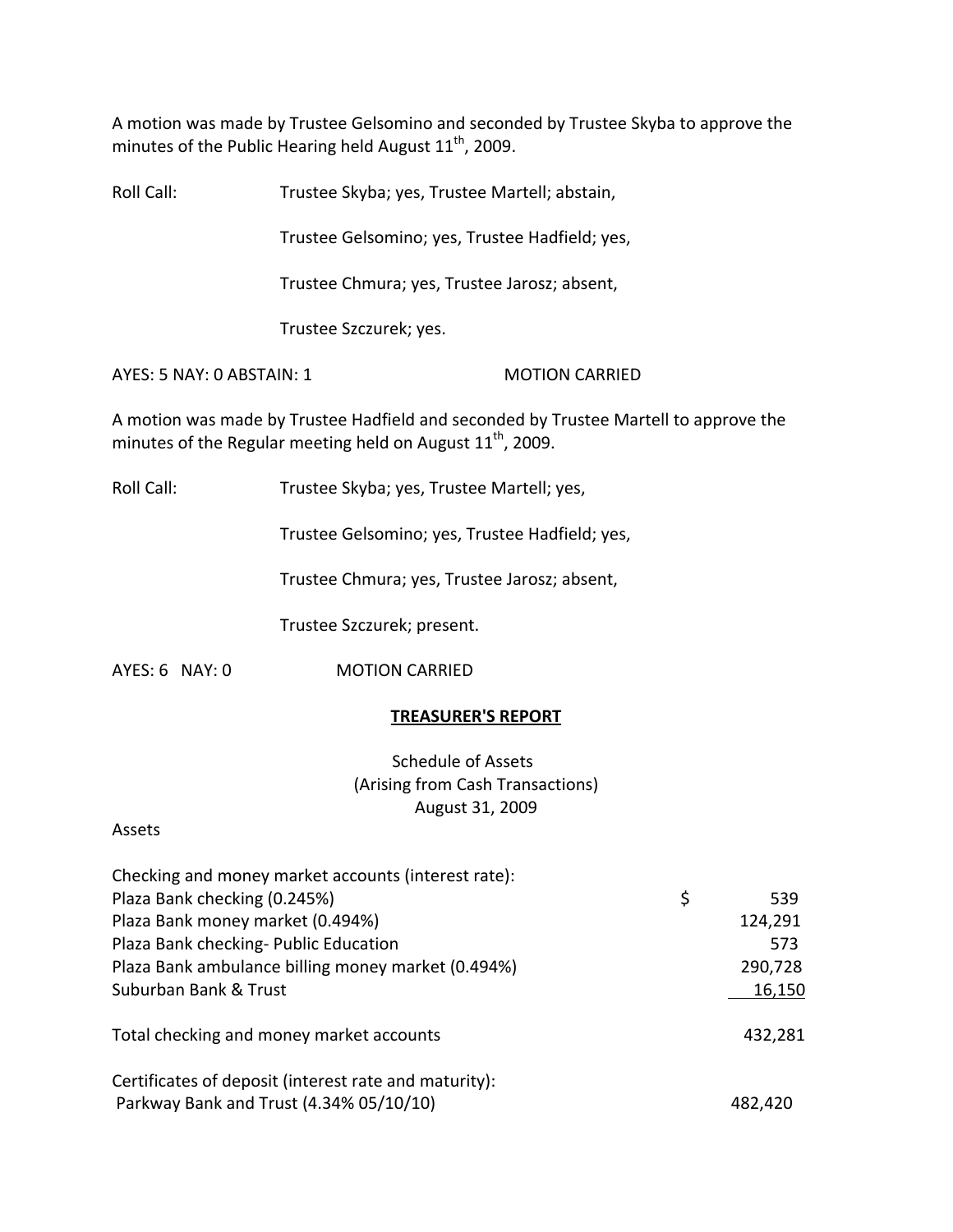A motion was made by Trustee Gelsomino and seconded by Trustee Skyba to approve the minutes of the Public Hearing held August 11th, 2009.

Roll Call: Trustee Skyba; yes, Trustee Martell; abstain,

Trustee Gelsomino; yes, Trustee Hadfield; yes,

Trustee Chmura; yes, Trustee Jarosz; absent,

Trustee Szczurek; yes.

AYES: 5 NAY: 0 ABSTAIN: 1 MOTION CARRIED

A motion was made by Trustee Hadfield and seconded by Trustee Martell to approve the minutes of the Regular meeting held on August 11th, 2009.

Roll Call: Trustee Skyba; yes, Trustee Martell; yes,

Trustee Gelsomino; yes, Trustee Hadfield; yes,

Trustee Chmura; yes, Trustee Jarosz; absent,

Trustee Szczurek; present.

AYES: 6 NAY: 0 MOTION CARRIED

## TREASURER'S REPORT

Schedule of Assets
(Arising from Cash Transactions)
August 31, 2009

Assets

| | |
|---|---|
| Checking and money market accounts (interest rate): | |
| Plaza Bank checking (0.245%) | $ 539 |
| Plaza Bank money market (0.494%) | 124,291 |
| Plaza Bank checking- Public Education | 573 |
| Plaza Bank ambulance billing money market (0.494%) | 290,728 |
| Suburban Bank & Trust | 16,150 |
| Total checking and money market accounts | 432,281 |
| Certificates of deposit (interest rate and maturity): | |
| Parkway Bank and Trust (4.34% 05/10/10) | 482,420 |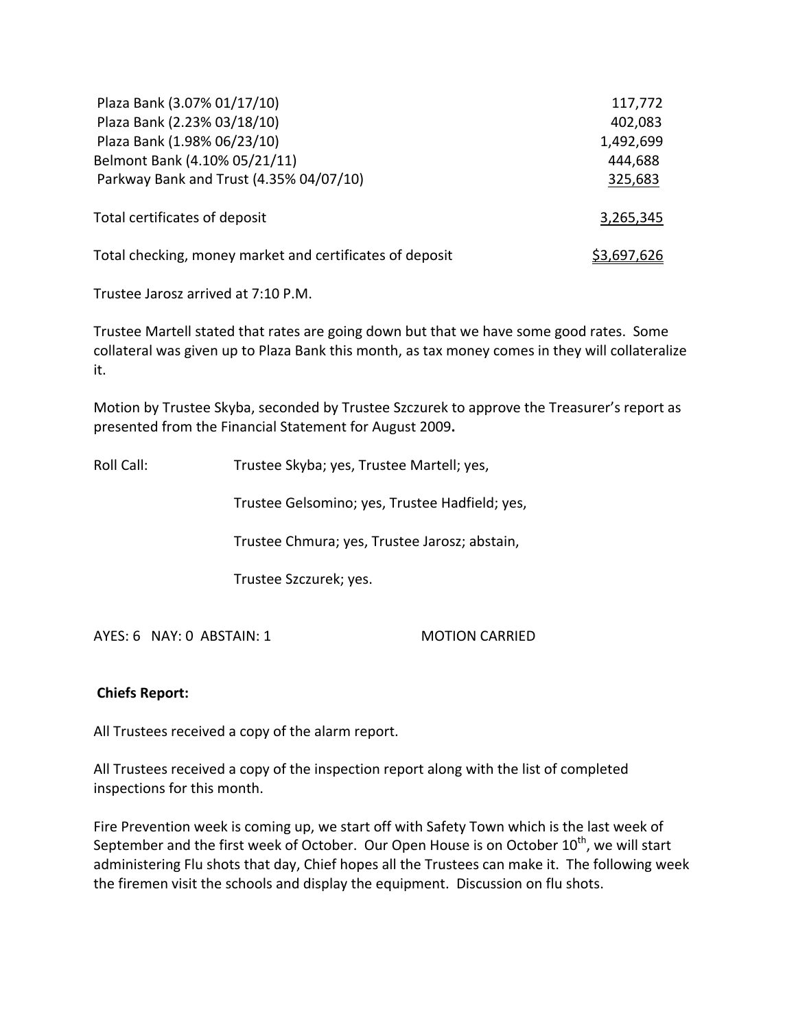| | |
|---|---|
| Plaza Bank (3.07% 01/17/10) | 117,772 |
| Plaza Bank (2.23% 03/18/10) | 402,083 |
| Plaza Bank (1.98% 06/23/10) | 1,492,699 |
| Belmont Bank (4.10% 05/21/11) | 444,688 |
| Parkway Bank and Trust (4.35% 04/07/10) | 325,683 |
| Total certificates of deposit | 3,265,345 |
| Total checking, money market and certificates of deposit | $3,697,626 |

Trustee Jarosz arrived at 7:10 P.M.

Trustee Martell stated that rates are going down but that we have some good rates. Some collateral was given up to Plaza Bank this month, as tax money comes in they will collateralize it.

Motion by Trustee Skyba, seconded by Trustee Szczurek to approve the Treasurer's report as presented from the Financial Statement for August 2009**.**

Roll Call: Trustee Skyba; yes, Trustee Martell; yes,

Trustee Gelsomino; yes, Trustee Hadfield; yes,

Trustee Chmura; yes, Trustee Jarosz; abstain,

Trustee Szczurek; yes.

AYES: 6 NAY: 0 ABSTAIN: 1 MOTION CARRIED

**Chiefs Report:**

All Trustees received a copy of the alarm report.

All Trustees received a copy of the inspection report along with the list of completed inspections for this month.

Fire Prevention week is coming up, we start off with Safety Town which is the last week of September and the first week of October. Our Open House is on October 10th, we will start administering Flu shots that day, Chief hopes all the Trustees can make it. The following week the firemen visit the schools and display the equipment. Discussion on flu shots.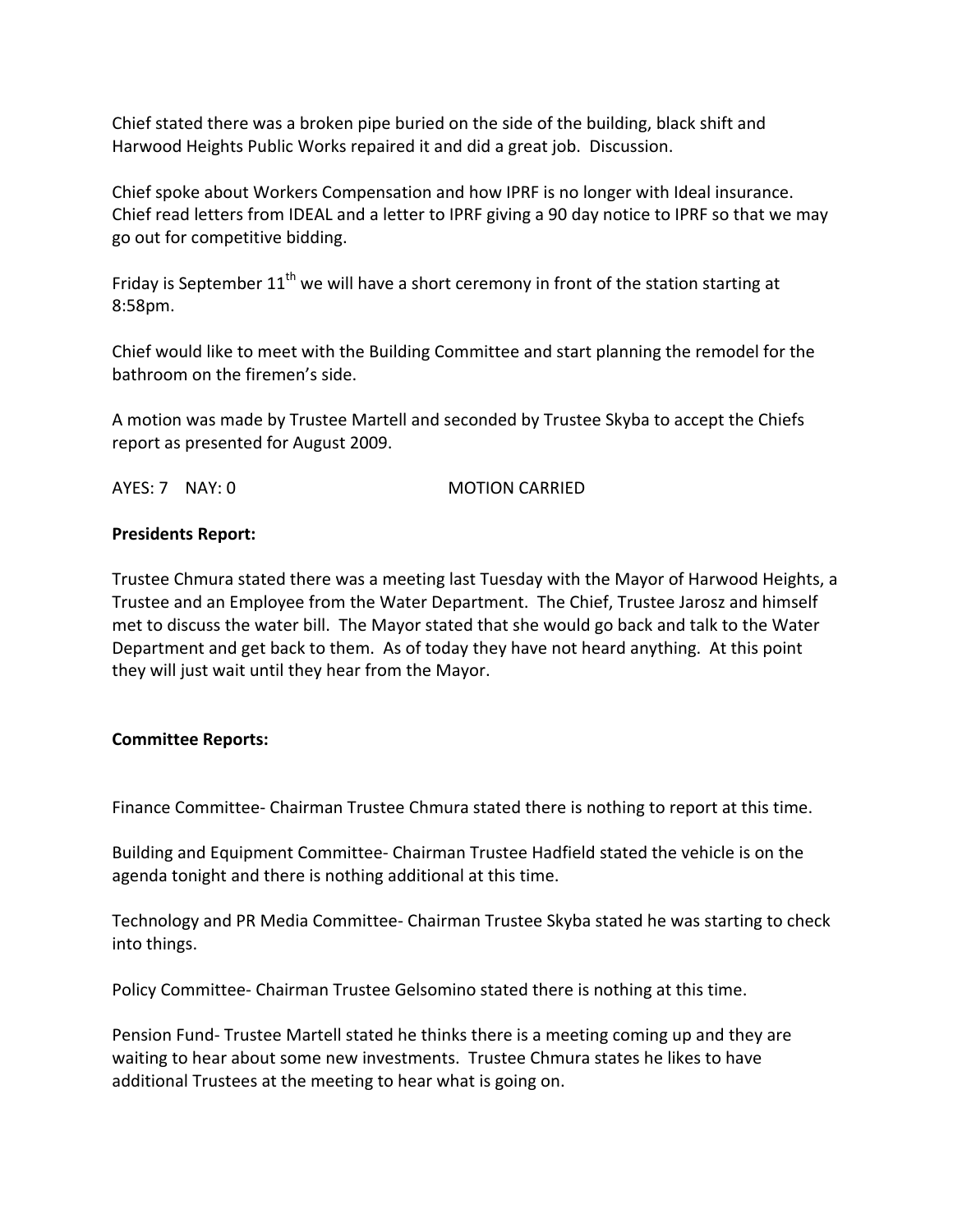Chief stated there was a broken pipe buried on the side of the building, black shift and Harwood Heights Public Works repaired it and did a great job.  Discussion.

Chief spoke about Workers Compensation and how IPRF is no longer with Ideal insurance. Chief read letters from IDEAL and a letter to IPRF giving a 90 day notice to IPRF so that we may go out for competitive bidding.

Friday is September 11th we will have a short ceremony in front of the station starting at 8:58pm.

Chief would like to meet with the Building Committee and start planning the remodel for the bathroom on the firemen's side.

A motion was made by Trustee Martell and seconded by Trustee Skyba to accept the Chiefs report as presented for August 2009.

AYES: 7    NAY: 0                                        MOTION CARRIED

**Presidents Report:**

Trustee Chmura stated there was a meeting last Tuesday with the Mayor of Harwood Heights, a Trustee and an Employee from the Water Department.  The Chief, Trustee Jarosz and himself met to discuss the water bill.  The Mayor stated that she would go back and talk to the Water Department and get back to them.  As of today they have not heard anything.  At this point they will just wait until they hear from the Mayor.

**Committee Reports:**

Finance Committee- Chairman Trustee Chmura stated there is nothing to report at this time.

Building and Equipment Committee- Chairman Trustee Hadfield stated the vehicle is on the agenda tonight and there is nothing additional at this time.

Technology and PR Media Committee- Chairman Trustee Skyba stated he was starting to check into things.

Policy Committee- Chairman Trustee Gelsomino stated there is nothing at this time.

Pension Fund- Trustee Martell stated he thinks there is a meeting coming up and they are waiting to hear about some new investments.  Trustee Chmura states he likes to have additional Trustees at the meeting to hear what is going on.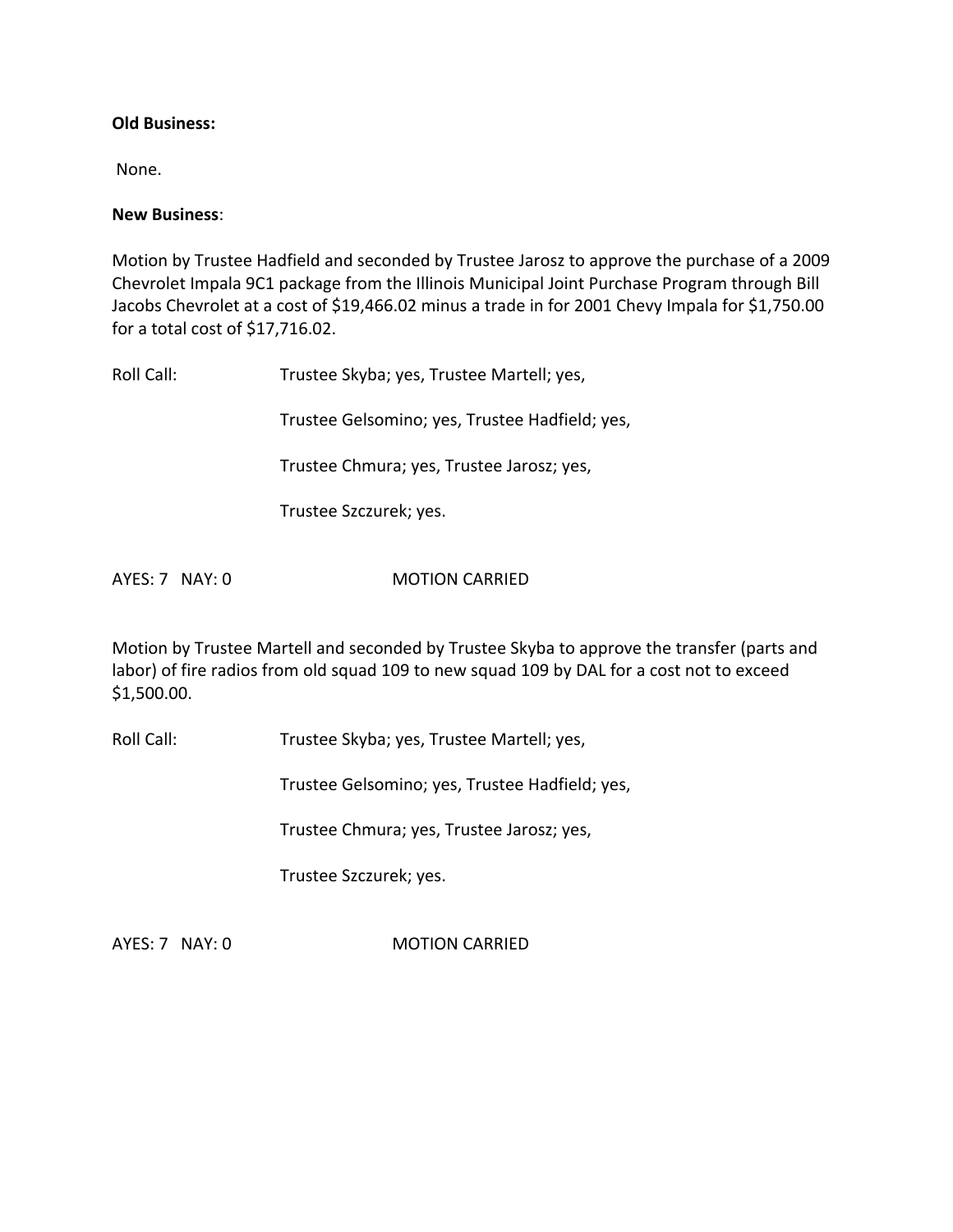**Old Business:**

None.

**New Business**:

Motion by Trustee Hadfield and seconded by Trustee Jarosz to approve the purchase of a 2009 Chevrolet Impala 9C1 package from the Illinois Municipal Joint Purchase Program through Bill Jacobs Chevrolet at a cost of $19,466.02 minus a trade in for 2001 Chevy Impala for $1,750.00 for a total cost of $17,716.02.

Roll Call: Trustee Skyba; yes, Trustee Martell; yes,

Trustee Gelsomino; yes, Trustee Hadfield; yes,

Trustee Chmura; yes, Trustee Jarosz; yes,

Trustee Szczurek; yes.

AYES: 7 NAY: 0 MOTION CARRIED

Motion by Trustee Martell and seconded by Trustee Skyba to approve the transfer (parts and labor) of fire radios from old squad 109 to new squad 109 by DAL for a cost not to exceed $1,500.00.

Roll Call: Trustee Skyba; yes, Trustee Martell; yes,

Trustee Gelsomino; yes, Trustee Hadfield; yes,

Trustee Chmura; yes, Trustee Jarosz; yes,

Trustee Szczurek; yes.

AYES: 7 NAY: 0 MOTION CARRIED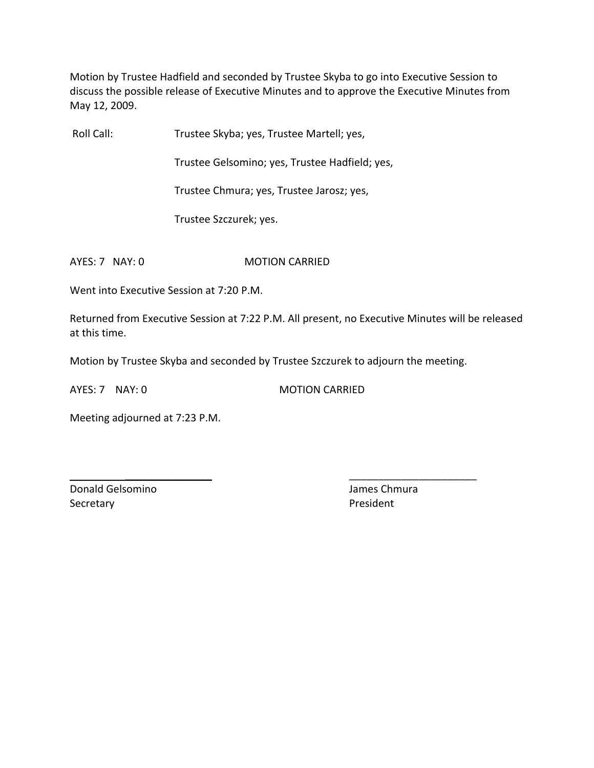Motion by Trustee Hadfield and seconded by Trustee Skyba to go into Executive Session to discuss the possible release of Executive Minutes and to approve the Executive Minutes from May 12, 2009.

Roll Call: Trustee Skyba; yes, Trustee Martell; yes,

Trustee Gelsomino; yes, Trustee Hadfield; yes,

Trustee Chmura; yes, Trustee Jarosz; yes,

Trustee Szczurek; yes.

AYES: 7 NAY: 0 MOTION CARRIED

Went into Executive Session at 7:20 P.M.

Returned from Executive Session at 7:22 P.M. All present, no Executive Minutes will be released at this time.

Motion by Trustee Skyba and seconded by Trustee Szczurek to adjourn the meeting.

AYES: 7 NAY: 0 MOTION CARRIED

Meeting adjourned at 7:23 P.M.

______________________ ______________________

Donald Gelsomino James Chmura

Secretary President